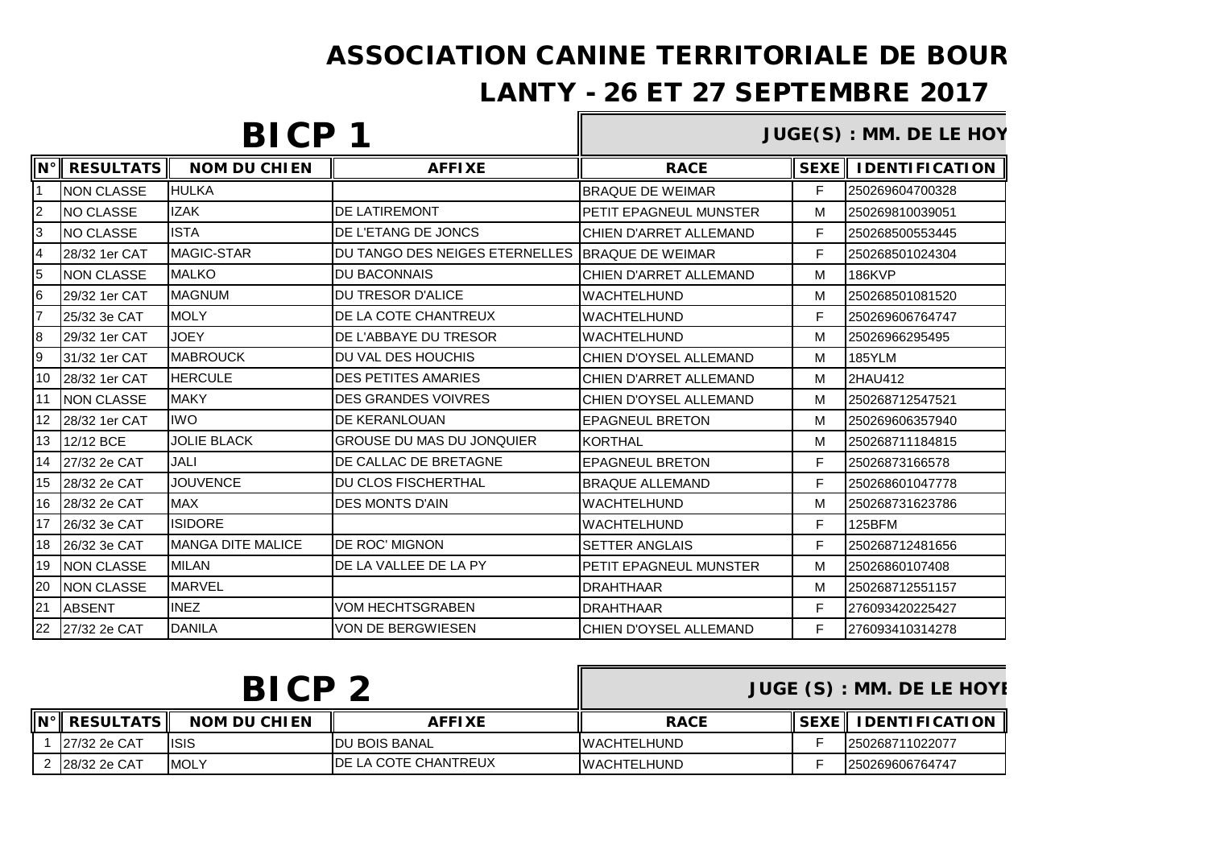# ASSOCIATION CANINE TERRITORIALE DE BOUR

## LANTY - 26 ET 27 SEPTEMBRE 2017

## BICP 1

**JUGE(S) : MM. DE LE HOY**

| N° | RESULTATS | NOM DU CHIEN | AFFIXE | RACE | SEXE | IDENTIFICATION |
|---|---|---|---|---|---|---|
| 1 | NON CLASSE | HULKA | | BRAQUE DE WEIMAR | F | 250269604700328 |
| 2 | NO CLASSE | IZAK | DE LATIREMONT | PETIT EPAGNEUL MUNSTER | M | 250269810039051 |
| 3 | NO CLASSE | ISTA | DE L'ETANG DE JONCS | CHIEN D'ARRET ALLEMAND | F | 250268500553445 |
| 4 | 28/32 1er CAT | MAGIC-STAR | DU TANGO DES NEIGES ETERNELLES | BRAQUE DE WEIMAR | F | 250268501024304 |
| 5 | NON CLASSE | MALKO | DU BACONNAIS | CHIEN D'ARRET ALLEMAND | M | 186KVP |
| 6 | 29/32 1er CAT | MAGNUM | DU TRESOR D'ALICE | WACHTELHUND | M | 250268501081520 |
| 7 | 25/32 3e CAT | MOLY | DE LA COTE CHANTREUX | WACHTELHUND | F | 250269606764747 |
| 8 | 29/32 1er CAT | JOEY | DE L'ABBAYE DU TRESOR | WACHTELHUND | M | 25026966295495 |
| 9 | 31/32 1er CAT | MABROUCK | DU VAL DES HOUCHIS | CHIEN D'OYSEL ALLEMAND | M | 185YLM |
| 10 | 28/32 1er CAT | HERCULE | DES PETITES AMARIES | CHIEN D'ARRET ALLEMAND | M | 2HAU412 |
| 11 | NON CLASSE | MAKY | DES GRANDES VOIVRES | CHIEN D'OYSEL ALLEMAND | M | 250268712547521 |
| 12 | 28/32 1er CAT | IWO | DE KERANLOUAN | EPAGNEUL BRETON | M | 250269606357940 |
| 13 | 12/12 BCE | JOLIE BLACK | GROUSE DU MAS DU JONQUIER | KORTHAL | M | 250268711184815 |
| 14 | 27/32 2e CAT | JALI | DE CALLAC DE BRETAGNE | EPAGNEUL BRETON | F | 25026873166578 |
| 15 | 28/32 2e CAT | JOUVENCE | DU CLOS FISCHERTHAL | BRAQUE ALLEMAND | F | 250268601047778 |
| 16 | 28/32 2e CAT | MAX | DES MONTS D'AIN | WACHTELHUND | M | 250268731623786 |
| 17 | 26/32 3e CAT | ISIDORE | | WACHTELHUND | F | 125BFM |
| 18 | 26/32 3e CAT | MANGA DITE MALICE | DE ROC' MIGNON | SETTER ANGLAIS | F | 250268712481656 |
| 19 | NON CLASSE | MILAN | DE LA VALLEE DE LA PY | PETIT EPAGNEUL MUNSTER | M | 25026860107408 |
| 20 | NON CLASSE | MARVEL | | DRAHTHAAR | M | 250268712551157 |
| 21 | ABSENT | INEZ | VOM HECHTSGRABEN | DRAHTHAAR | F | 276093420225427 |
| 22 | 27/32 2e CAT | DANILA | VON DE BERGWIESEN | CHIEN D'OYSEL ALLEMAND | F | 276093410314278 |

## BICP 2

**JUGE (S) : MM. DE LE HOYE**

| N° | RESULTATS | NOM DU CHIEN | AFFIXE | RACE | SEXE | IDENTIFICATION |
|---|---|---|---|---|---|---|
| 1 | 27/32 2e CAT | ISIS | DU BOIS BANAL | WACHTELHUND | F | 250268711022077 |
| 2 | 28/32 2e CAT | MOLY | DE LA COTE CHANTREUX | WACHTELHUND | F | 250269606764747 |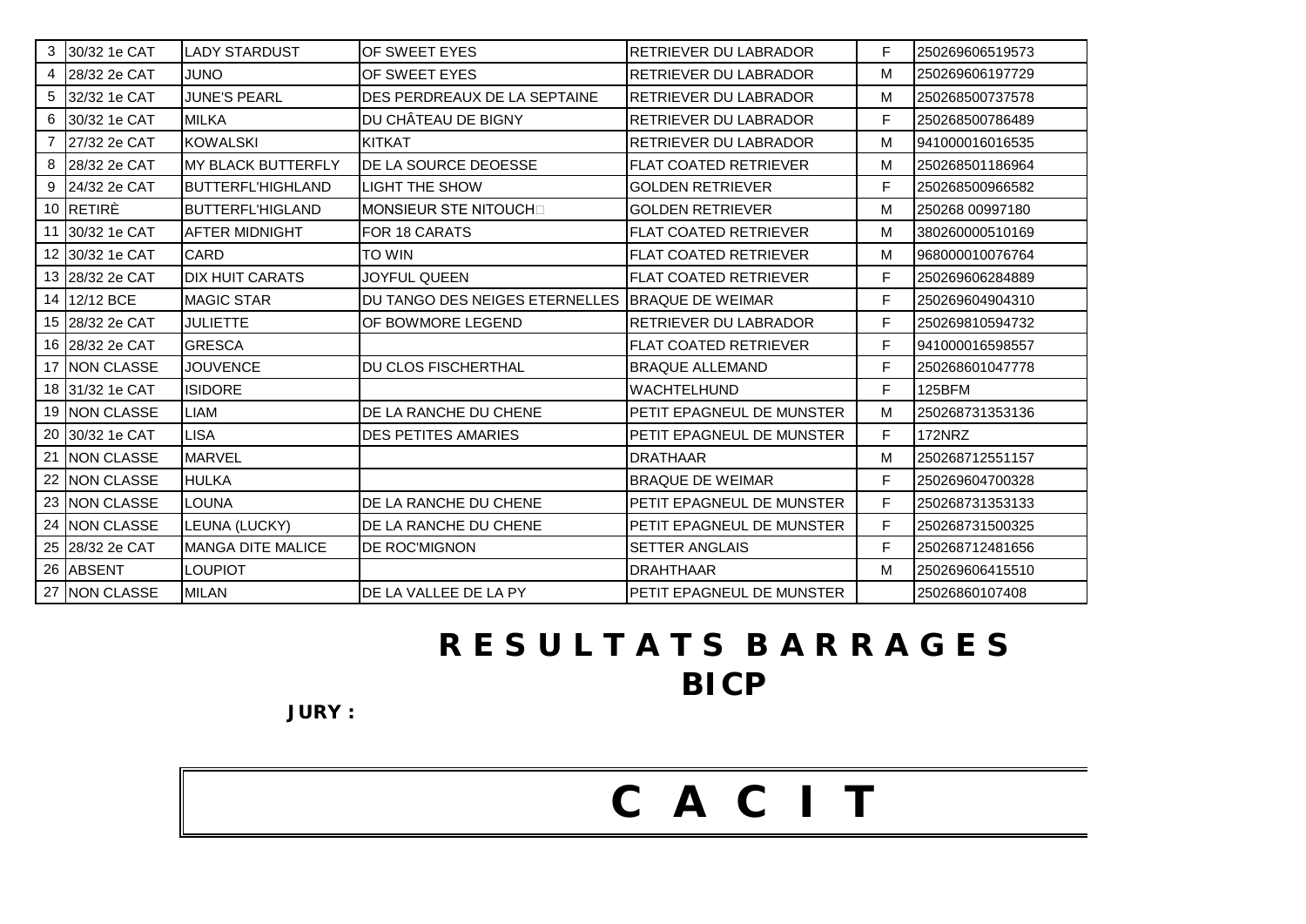| | | | | | | |
|---|---|---|---|---|---|---|
| 3 | 30/32 1e CAT | LADY STARDUST | OF SWEET EYES | RETRIEVER DU LABRADOR | F | 250269606519573 |
| 4 | 28/32 2e CAT | JUNO | OF SWEET EYES | RETRIEVER DU LABRADOR | M | 250269606197729 |
| 5 | 32/32 1e CAT | JUNE'S PEARL | DES PERDREAUX DE LA SEPTAINE | RETRIEVER DU LABRADOR | M | 250268500737578 |
| 6 | 30/32 1e CAT | MILKA | DU CHÂTEAU DE BIGNY | RETRIEVER DU LABRADOR | F | 250268500786489 |
| 7 | 27/32 2e CAT | KOWALSKI | KITKAT | RETRIEVER DU LABRADOR | M | 941000016016535 |
| 8 | 28/32 2e CAT | MY BLACK BUTTERFLY | DE LA SOURCE DEOESSE | FLAT COATED RETRIEVER | M | 250268501186964 |
| 9 | 24/32 2e CAT | BUTTERFL'HIGHLAND | LIGHT THE SHOW | GOLDEN RETRIEVER | F | 250268500966582 |
| 10 | RETIRÈ | BUTTERFL'HIGLAND | MONSIEUR STE NITOUCH□ | GOLDEN RETRIEVER | M | 250268 00997180 |
| 11 | 30/32 1e CAT | AFTER MIDNIGHT | FOR 18 CARATS | FLAT COATED RETRIEVER | M | 380260000510169 |
| 12 | 30/32 1e CAT | CARD | TO WIN | FLAT COATED RETRIEVER | M | 968000010076764 |
| 13 | 28/32 2e CAT | DIX HUIT CARATS | JOYFUL QUEEN | FLAT COATED RETRIEVER | F | 250269606284889 |
| 14 | 12/12 BCE | MAGIC STAR | DU TANGO DES NEIGES ETERNELLES | BRAQUE DE WEIMAR | F | 250269604904310 |
| 15 | 28/32 2e CAT | JULIETTE | OF BOWMORE LEGEND | RETRIEVER DU LABRADOR | F | 250269810594732 |
| 16 | 28/32 2e CAT | GRESCA | | FLAT COATED RETRIEVER | F | 941000016598557 |
| 17 | NON CLASSE | JOUVENCE | DU CLOS FISCHERTHAL | BRAQUE ALLEMAND | F | 250268601047778 |
| 18 | 31/32 1e CAT | ISIDORE | | WACHTELHUND | F | 125BFM |
| 19 | NON CLASSE | LIAM | DE LA RANCHE DU CHENE | PETIT EPAGNEUL DE MUNSTER | M | 250268731353136 |
| 20 | 30/32 1e CAT | LISA | DES PETITES AMARIES | PETIT EPAGNEUL DE MUNSTER | F | 172NRZ |
| 21 | NON CLASSE | MARVEL | | DRATHAAR | M | 250268712551157 |
| 22 | NON CLASSE | HULKA | | BRAQUE DE WEIMAR | F | 250269604700328 |
| 23 | NON CLASSE | LOUNA | DE LA RANCHE DU CHENE | PETIT EPAGNEUL DE MUNSTER | F | 250268731353133 |
| 24 | NON CLASSE | LEUNA (LUCKY) | DE LA RANCHE DU CHENE | PETIT EPAGNEUL DE MUNSTER | F | 250268731500325 |
| 25 | 28/32 2e CAT | MANGA DITE MALICE | DE ROC'MIGNON | SETTER ANGLAIS | F | 250268712481656 |
| 26 | ABSENT | LOUPIOT | | DRAHTHAAR | M | 250269606415510 |
| 27 | NON CLASSE | MILAN | DE LA VALLEE DE LA PY | PETIT EPAGNEUL DE MUNSTER | | 25026860107408 |

## RESULTATS BARRAGES
## BICP

**JURY :**

# C A C I T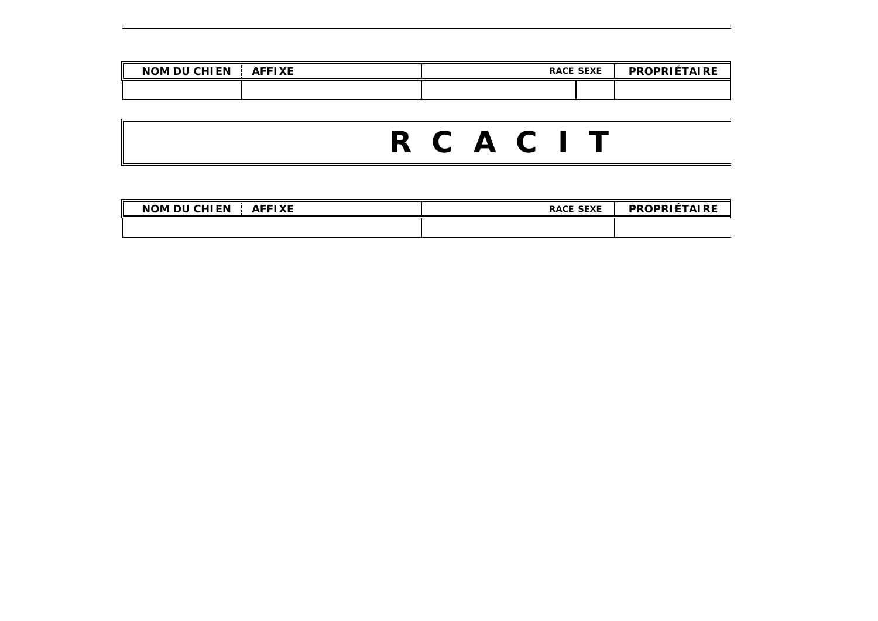| NOM DU CHIEN | AFFIXE | RACE | SEXE | PROPRIÉTAIRE |
| --- | --- | --- | --- | --- |
| | | | | |

# R C A C I T

| NOM DU CHIEN | AFFIXE | RACE | SEXE | PROPRIÉTAIRE |
| --- | --- | --- | --- | --- |
| | | | | |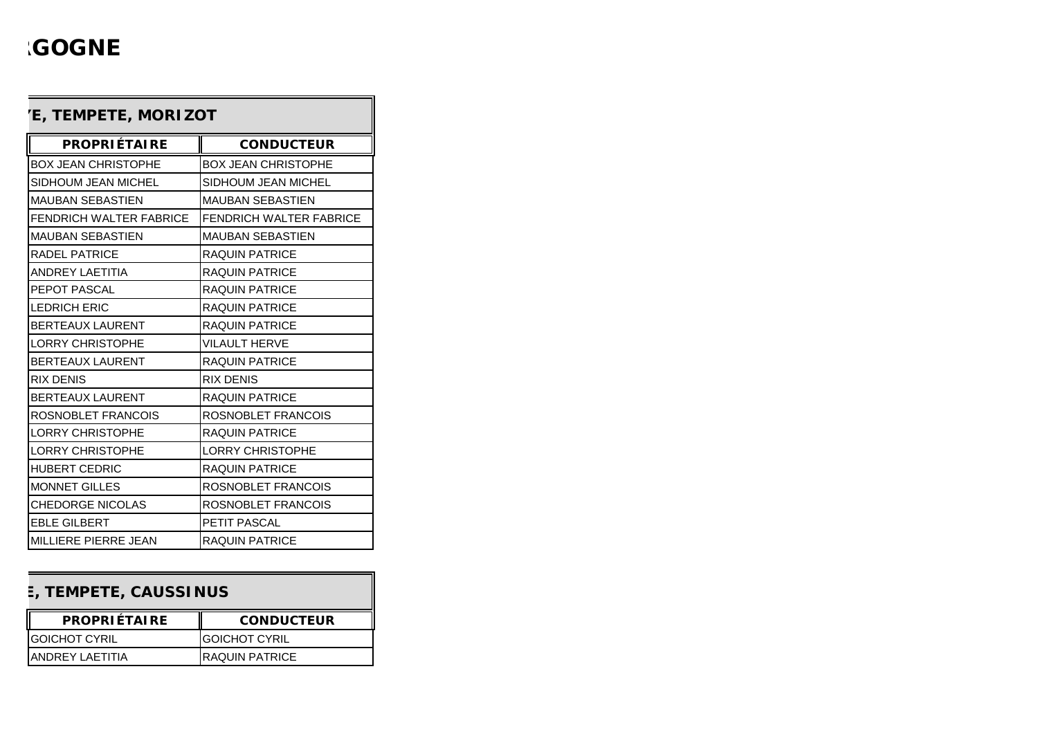# :GOGNE

| 'E, TEMPETE, MORIZOT | |
|---|---|
| **PROPRIÉTAIRE** | **CONDUCTEUR** |
| BOX JEAN CHRISTOPHE | BOX JEAN CHRISTOPHE |
| SIDHOUM JEAN MICHEL | SIDHOUM JEAN MICHEL |
| MAUBAN SEBASTIEN | MAUBAN SEBASTIEN |
| FENDRICH WALTER FABRICE | FENDRICH WALTER FABRICE |
| MAUBAN SEBASTIEN | MAUBAN SEBASTIEN |
| RADEL PATRICE | RAQUIN PATRICE |
| ANDREY LAETITIA | RAQUIN PATRICE |
| PEPOT PASCAL | RAQUIN PATRICE |
| LEDRICH ERIC | RAQUIN PATRICE |
| BERTEAUX LAURENT | RAQUIN PATRICE |
| LORRY CHRISTOPHE | VILAULT HERVE |
| BERTEAUX LAURENT | RAQUIN PATRICE |
| RIX DENIS | RIX DENIS |
| BERTEAUX LAURENT | RAQUIN PATRICE |
| ROSNOBLET FRANCOIS | ROSNOBLET FRANCOIS |
| LORRY CHRISTOPHE | RAQUIN PATRICE |
| LORRY CHRISTOPHE | LORRY CHRISTOPHE |
| HUBERT CEDRIC | RAQUIN PATRICE |
| MONNET GILLES | ROSNOBLET FRANCOIS |
| CHEDORGE NICOLAS | ROSNOBLET FRANCOIS |
| EBLE GILBERT | PETIT PASCAL |
| MILLIERE PIERRE JEAN | RAQUIN PATRICE |

| E, TEMPETE, CAUSSINUS | |
|---|---|
| **PROPRIÉTAIRE** | **CONDUCTEUR** |
| GOICHOT CYRIL | GOICHOT CYRIL |
| ANDREY LAETITIA | RAQUIN PATRICE |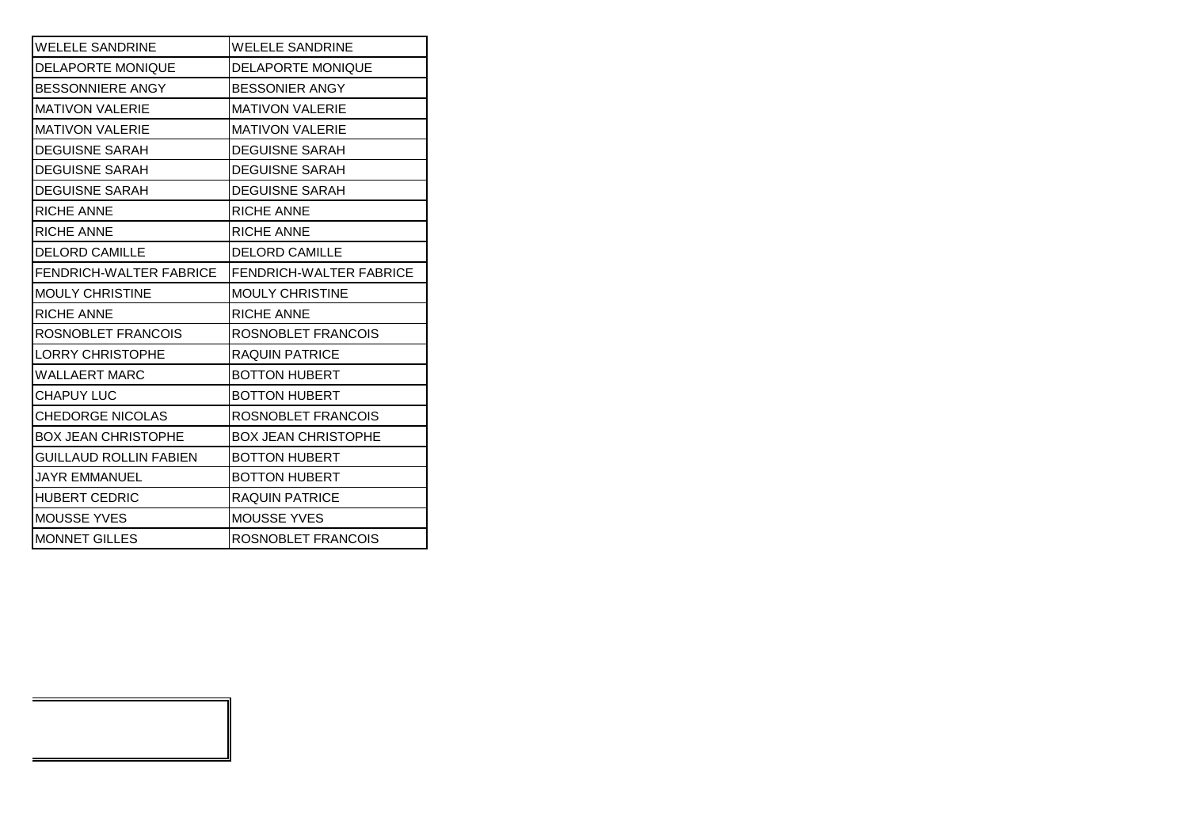| | |
|---|---|
| WELELE SANDRINE | WELELE SANDRINE |
| DELAPORTE MONIQUE | DELAPORTE MONIQUE |
| BESSONNIERE ANGY | BESSONIER ANGY |
| MATIVON VALERIE | MATIVON VALERIE |
| MATIVON VALERIE | MATIVON VALERIE |
| DEGUISNE SARAH | DEGUISNE SARAH |
| DEGUISNE SARAH | DEGUISNE SARAH |
| DEGUISNE SARAH | DEGUISNE SARAH |
| RICHE ANNE | RICHE ANNE |
| RICHE ANNE | RICHE ANNE |
| DELORD CAMILLE | DELORD CAMILLE |
| FENDRICH-WALTER FABRICE | FENDRICH-WALTER FABRICE |
| MOULY CHRISTINE | MOULY CHRISTINE |
| RICHE ANNE | RICHE ANNE |
| ROSNOBLET FRANCOIS | ROSNOBLET FRANCOIS |
| LORRY CHRISTOPHE | RAQUIN PATRICE |
| WALLAERT MARC | BOTTON HUBERT |
| CHAPUY LUC | BOTTON HUBERT |
| CHEDORGE NICOLAS | ROSNOBLET FRANCOIS |
| BOX JEAN CHRISTOPHE | BOX JEAN CHRISTOPHE |
| GUILLAUD ROLLIN FABIEN | BOTTON HUBERT |
| JAYR EMMANUEL | BOTTON HUBERT |
| HUBERT CEDRIC | RAQUIN PATRICE |
| MOUSSE YVES | MOUSSE YVES |
| MONNET GILLES | ROSNOBLET FRANCOIS |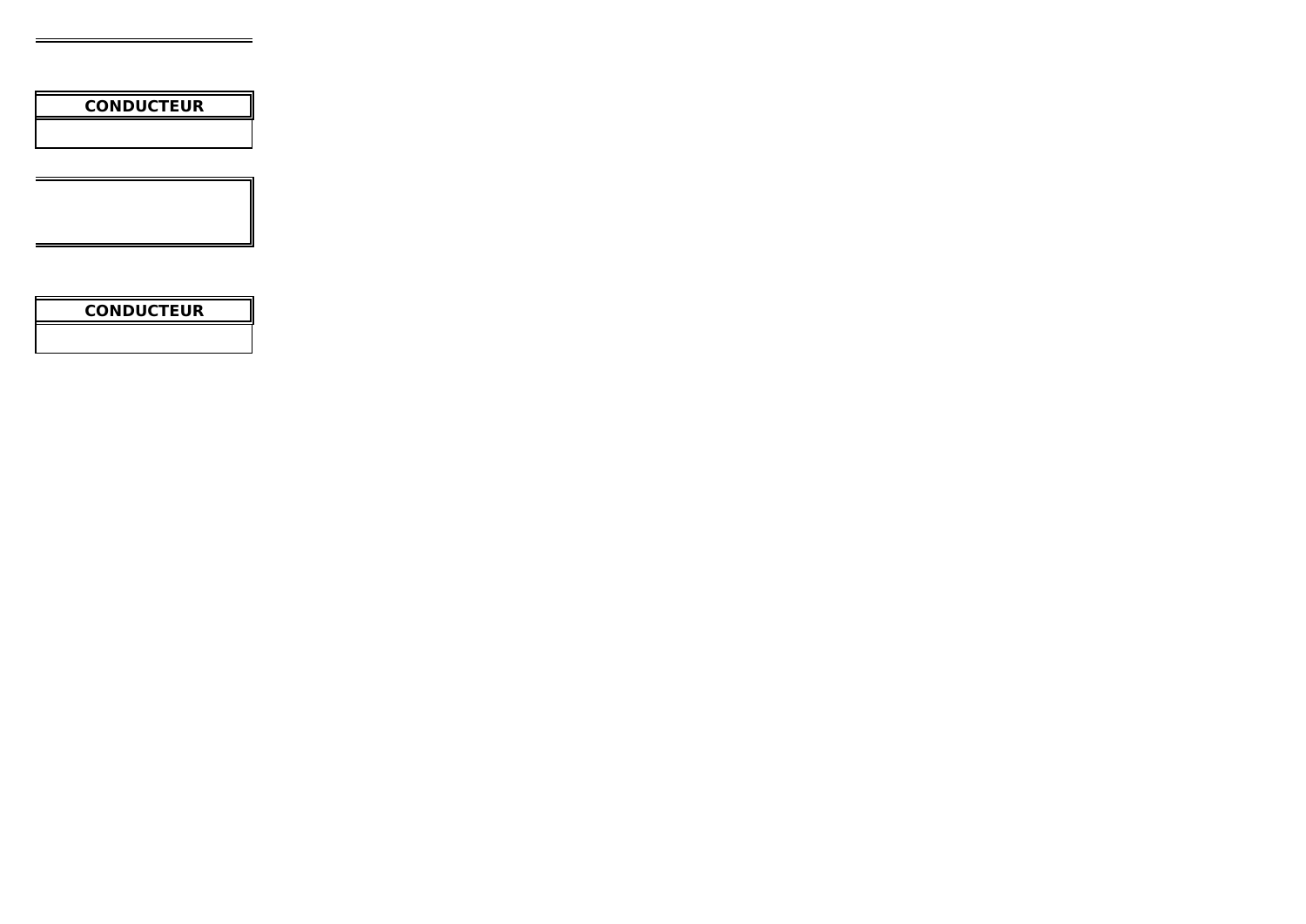| CONDUCTEUR |
| --- |
| |

| CONDUCTEUR |
| --- |
| |